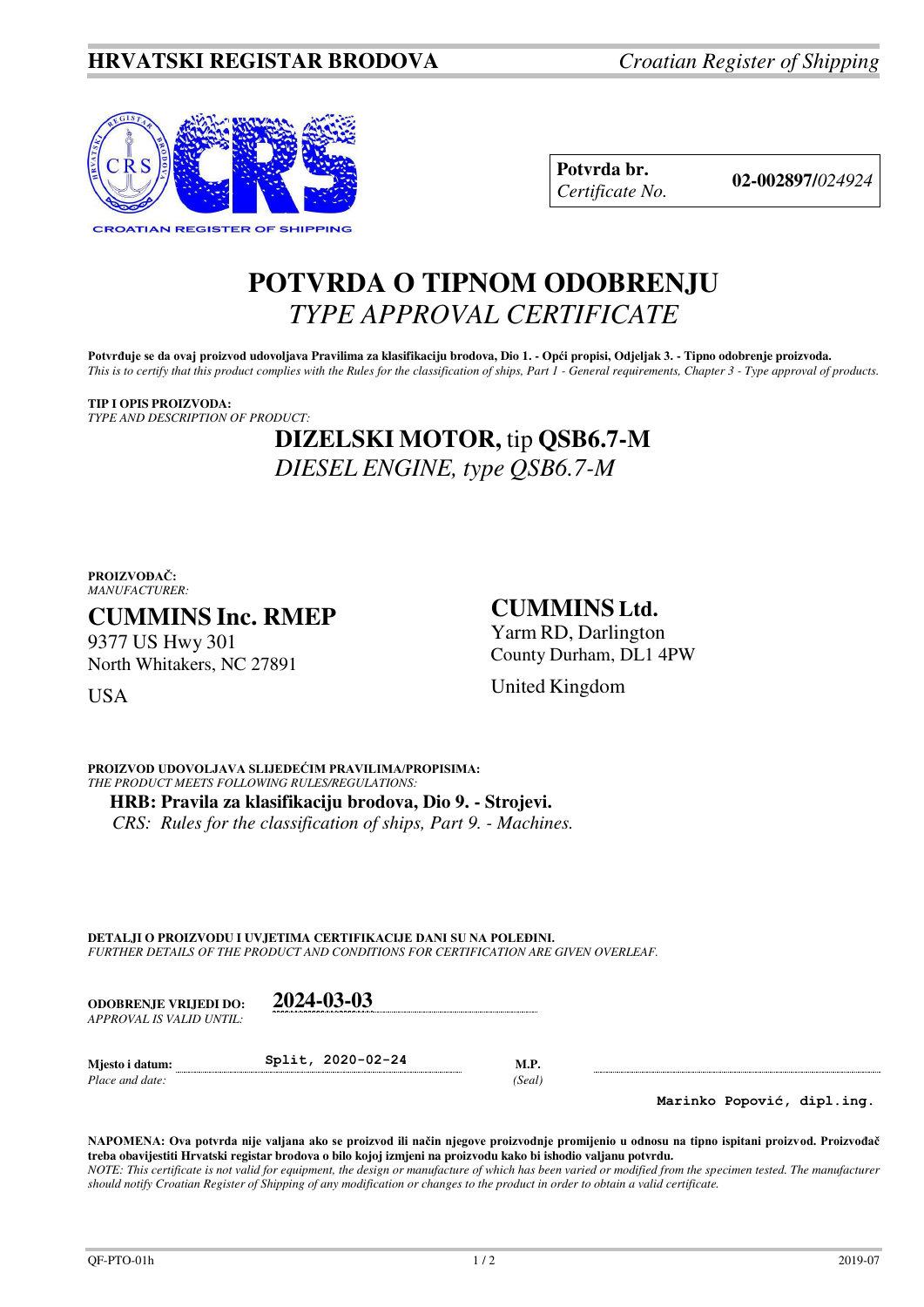**HRVATSKI REGISTAR BRODOVA** *Croatian Register of Shipping*

CROATIAN REGISTER OF SHIPPING

| **Potvrda br.** *Certificate No.* | **02-002897/***024924* |
|---|---|

# POTVRDA O TIPNOM ODOBRENJU
## *TYPE APPROVAL CERTIFICATE*

**Potvrđuje se da ovaj proizvod udovoljava Pravilima za klasifikaciju brodova, Dio 1. - Opći propisi, Odjeljak 3. - Tipno odobrenje proizvoda.**
*This is to certify that this product complies with the Rules for the classification of ships, Part 1 - General requirements, Chapter 3 - Type approval of products.*

**TIP I OPIS PROIZVODA:**
*TYPE AND DESCRIPTION OF PRODUCT:*

**DIZELSKI MOTOR,** tip **QSB6.7-M**
*DIESEL ENGINE, type QSB6.7-M*

**PROIZVOĐAČ:**
*MANUFACTURER:*

**CUMMINS Inc. RMEP**
9377 US Hwy 301
North Whitakers, NC 27891
USA

**CUMMINS Ltd.**
Yarm RD, Darlington
County Durham, DL1 4PW
United Kingdom

**PROIZVOD UDOVOLJAVA SLIJEDEĆIM PRAVILIMA/PROPISIMA:**
*THE PRODUCT MEETS FOLLOWING RULES/REGULATIONS:*

**HRB: Pravila za klasifikaciju brodova, Dio 9. - Strojevi.**
*CRS: Rules for the classification of ships, Part 9. - Machines.*

**DETALJI O PROIZVODU I UVJETIMA CERTIFIKACIJE DANI SU NA POLEĐINI.**
*FURTHER DETAILS OF THE PRODUCT AND CONDITIONS FOR CERTIFICATION ARE GIVEN OVERLEAF.*

**ODOBRENJE VRIJEDI DO:** *APPROVAL IS VALID UNTIL:* **2024-03-03**

**Mjesto i datum:** *Place and date:* Split, 2020-02-24

**M.P.** *(Seal)*

Marinko Popović, dipl.ing.

**NAPOMENA: Ova potvrda nije valjana ako se proizvod ili način njegove proizvodnje promijenio u odnosu na tipno ispitani proizvod. Proizvođač treba obavijestiti Hrvatski registar brodova o bilo kojoj izmjeni na proizvodu kako bi ishodio valjanu potvrdu.**
*NOTE: This certificate is not valid for equipment, the design or manufacture of which has been varied or modified from the specimen tested. The manufacturer should notify Croatian Register of Shipping of any modification or changes to the product in order to obtain a valid certificate.*

QF-PTO-01h 2019-07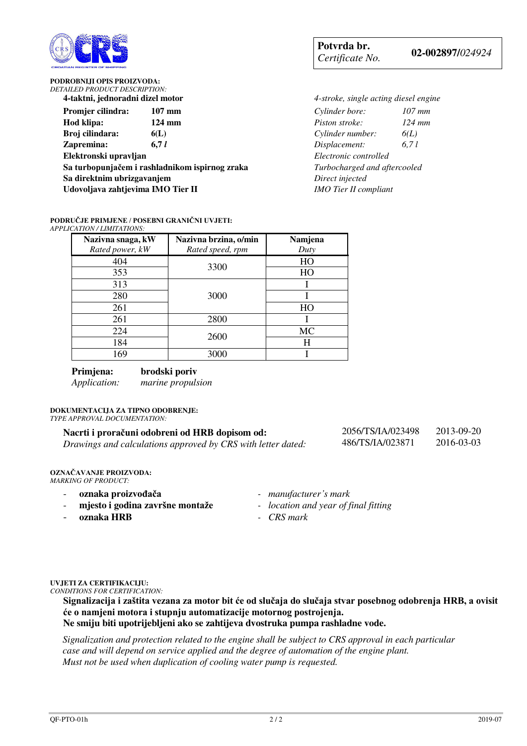**Potvrda br.** *Certificate No.* **02-002897/***024924*

**PODROBNIJI OPIS PROIZVODA:**
*DETAILED PRODUCT DESCRIPTION:*

**4-taktni, jednoradni dizel motor**

| | |
|---|---|
| **Promjer cilindra:** | **107 mm** |
| **Hod klipa:** | **124 mm** |
| **Broj cilindara:** | **6(L)** |
| **Zapremina:** | **6,7 *l*** |

**Elektronski upravljan**
**Sa turbopunjačem i rashladnikom ispirnog zraka**
**Sa direktnim ubrizgavanjem**
**Udovoljava zahtjevima IMO Tier II**

*4-stroke, single acting diesel engine*

| | |
|---|---|
| *Cylinder bore:* | *107 mm* |
| *Piston stroke:* | *124 mm* |
| *Cylinder number:* | *6(L)* |
| *Displacement:* | *6,7 l* |

*Electronic controlled*
*Turbocharged and aftercooled*
*Direct injected*
*IMO Tier II compliant*

**PODRUČJE PRIMJENE / POSEBNI GRANIČNI UVJETI:**
*APPLICATION / LIMITATIONS:*

| **Nazivna snaga, kW** *Rated power, kW* | **Nazivna brzina, o/min** *Rated speed, rpm* | **Namjena** *Duty* |
|---|---|---|
| 404 | 3300 | HO |
| 353 | | HO |
| 313 | 3000 | I |
| 280 | | I |
| 261 | | HO |
| 261 | 2800 | I |
| 224 | 2600 | MC |
| 184 | | H |
| 169 | 3000 | I |

**Primjena:** **brodski poriv**
*Application:* *marine propulsion*

**DOKUMENTACIJA ZA TIPNO ODOBRENJE:**
*TYPE APPROVAL DOCUMENTATION:*

**Nacrti i proračuni odobreni od HRB dopisom od:**
*Drawings and calculations approved by CRS with letter dated:*

| | |
|---|---|
| 2056/TS/IA/023498 | 2013-09-20 |
| 486/TS/IA/023871 | 2016-03-03 |

**OZNAČAVANJE PROIZVODA:**
*MARKING OF PRODUCT:*

- **oznaka proizvođača**
- **mjesto i godina završne montaže**
- **oznaka HRB**

- *manufacturer's mark*
- *location and year of final fitting*
- *CRS mark*

**UVJETI ZA CERTIFIKACIJU:**
*CONDITIONS FOR CERTIFICATION:*

**Signalizacija i zaštita vezana za motor bit će od slučaja do slučaja stvar posebnog odobrenja HRB, a ovisit će o namjeni motora i stupnju automatizacije motornog postrojenja.**
**Ne smiju biti upotrijebljeni ako se zahtijeva dvostruka pumpa rashladne vode.**

*Signalization and protection related to the engine shall be subject to CRS approval in each particular case and will depend on service applied and the degree of automation of the engine plant.*
*Must not be used when duplication of cooling water pump is requested.*